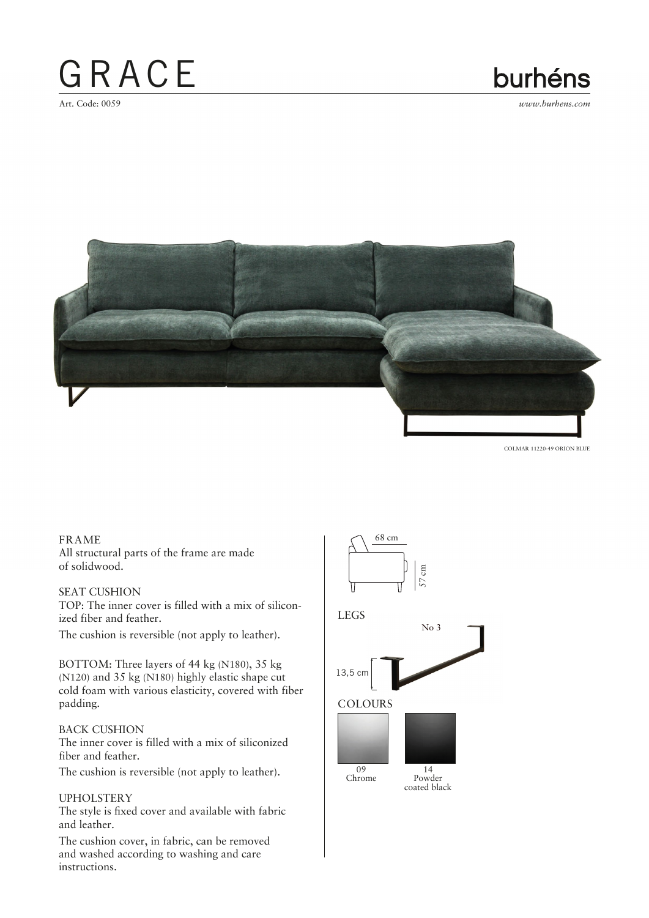# GRACE

burhéns

Art. Code: 0059

*www.burhens.com*

COLMAR 11220-49 ORION BLUE

FRAME
All structural parts of the frame are made of solidwood.

SEAT CUSHION
TOP: The inner cover is filled with a mix of siliconized fiber and feather.

The cushion is reversible (not apply to leather).

BOTTOM: Three layers of 44 kg (N180), 35 kg (N120) and 35 kg (N180) highly elastic shape cut cold foam with various elasticity, covered with fiber padding.

BACK CUSHION
The inner cover is filled with a mix of siliconized fiber and feather.

The cushion is reversible (not apply to leather).

UPHOLSTERY
The style is fixed cover and available with fabric and leather.

The cushion cover, in fabric, can be removed and washed according to washing and care instructions.

68 cm

57 cm

LEGS

No 3

13,5 cm

COLOURS

09
Chrome

14
Powder coated black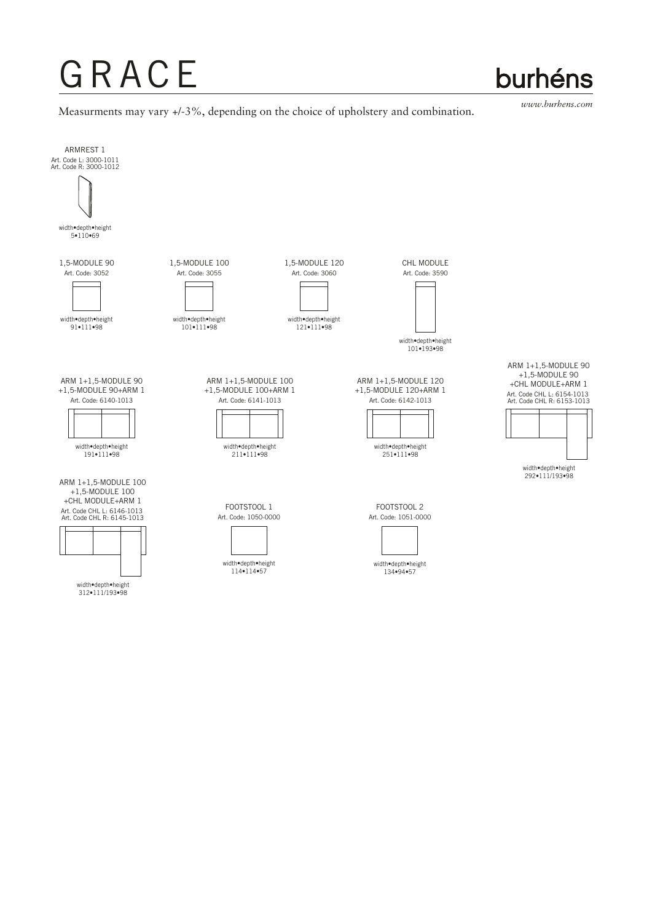# GRACE

burhéns

*www.burhens.com*

Measurments may vary +/-3%, depending on the choice of upholstery and combination.

ARMREST 1
Art. Code L: 3000-1011
Art. Code R: 3000-1012

width•depth•height
5•110•69

1,5-MODULE 90
Art. Code: 3052

width•depth•height
91•111•98

1,5-MODULE 100
Art. Code: 3055

width•depth•height
101•111•98

1,5-MODULE 120
Art. Code: 3060

width•depth•height
121•111•98

CHL MODULE
Art. Code: 3590

width•depth•height
101•193•98

ARM 1+1,5-MODULE 90
+1,5-MODULE 90+ARM 1
Art. Code: 6140-1013

width•depth•height
191•111•98

ARM 1+1,5-MODULE 100
+1,5-MODULE 100+ARM 1
Art. Code: 6141-1013

width•depth•height
211•111•98

ARM 1+1,5-MODULE 120
+1,5-MODULE 120+ARM 1
Art. Code: 6142-1013

width•depth•height
251•111•98

ARM 1+1,5-MODULE 90
+1,5-MODULE 90
+CHL MODULE+ARM 1
Art. Code CHL L: 6154-1013
Art. Code CHL R: 6153-1013

width•depth•height
292•111/193•98

ARM 1+1,5-MODULE 100
+1,5-MODULE 100
+CHL MODULE+ARM 1
Art. Code CHL L: 6146-1013
Art. Code CHL R: 6145-1013

width•depth•height
312•111/193•98

FOOTSTOOL 1
Art. Code: 1050-0000

width•depth•height
114•114•57

FOOTSTOOL 2
Art. Code: 1051-0000

width•depth•height
134•94•57